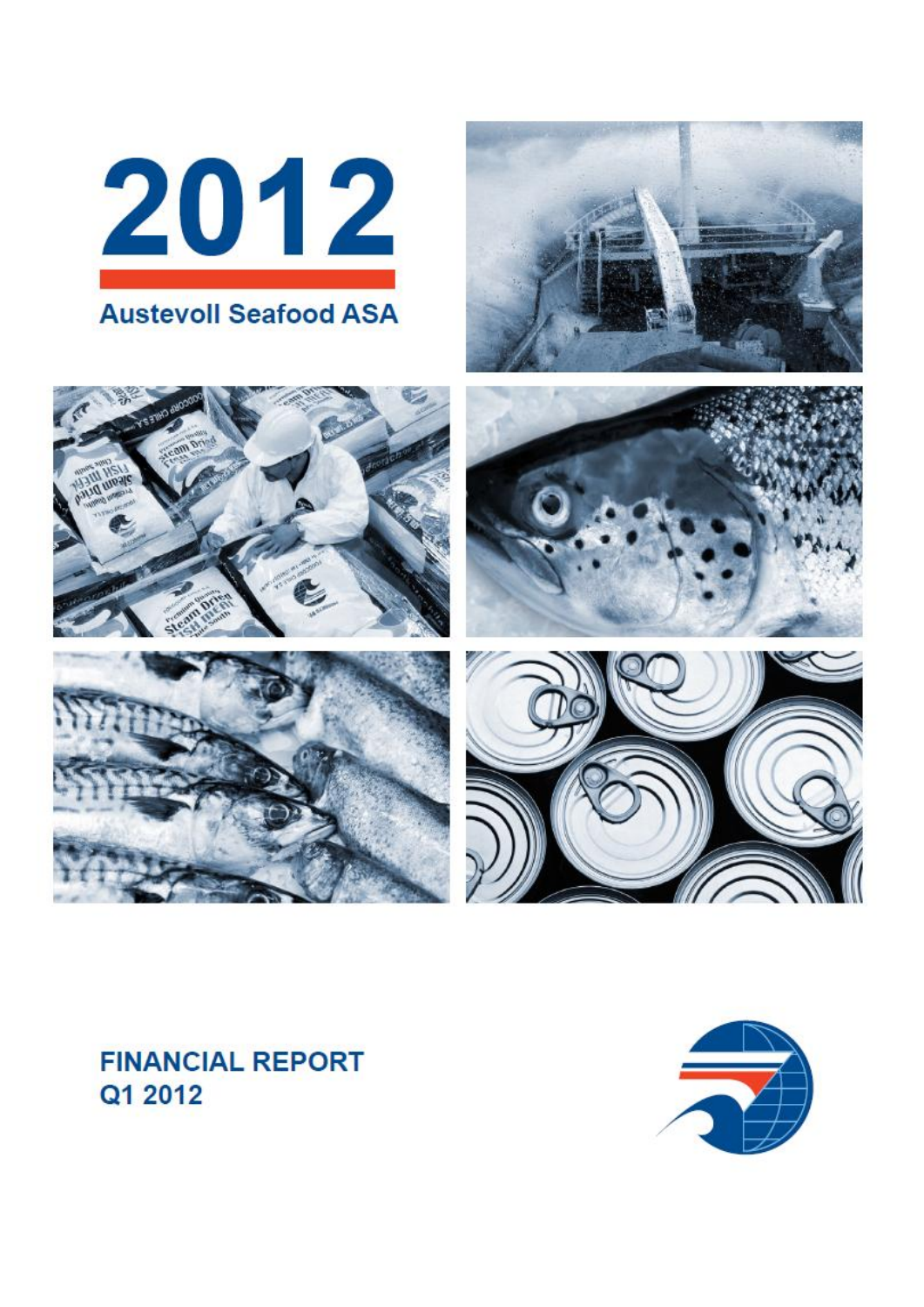# 2012

## Austevoll Seafood ASA

**FINANCIAL REPORT**
**Q1 2012**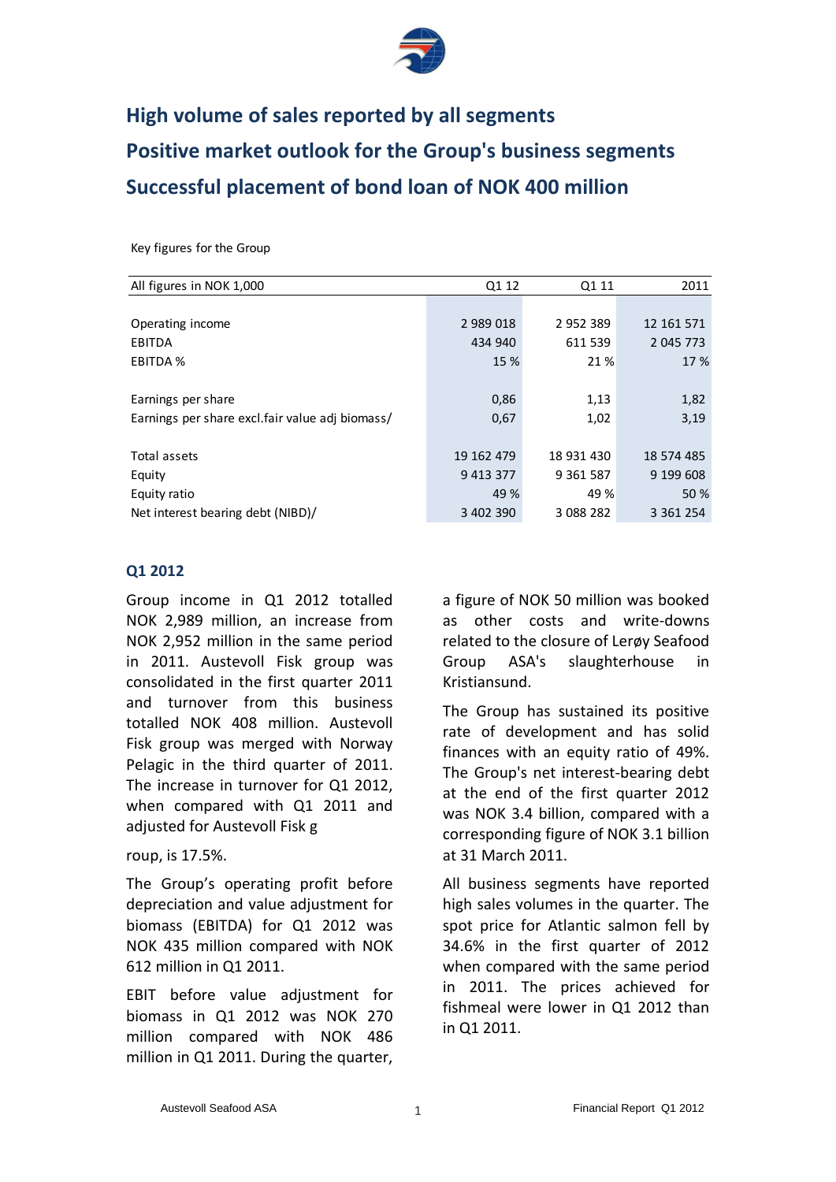# High volume of sales reported by all segments

# Positive market outlook for the Group's business segments

# Successful placement of bond loan of NOK 400 million

Key figures for the Group

| All figures in NOK 1,000 | Q1 12 | Q1 11 | 2011 |
|---|---|---|---|
| | | | |
| Operating income | 2 989 018 | 2 952 389 | 12 161 571 |
| EBITDA | 434 940 | 611 539 | 2 045 773 |
| EBITDA % | 15 % | 21 % | 17 % |
| | | | |
| Earnings per share | 0,86 | 1,13 | 1,82 |
| Earnings per share excl.fair value adj biomass/ | 0,67 | 1,02 | 3,19 |
| | | | |
| Total assets | 19 162 479 | 18 931 430 | 18 574 485 |
| Equity | 9 413 377 | 9 361 587 | 9 199 608 |
| Equity ratio | 49 % | 49 % | 50 % |
| Net interest bearing debt (NIBD)/ | 3 402 390 | 3 088 282 | 3 361 254 |

## Q1 2012

Group income in Q1 2012 totalled NOK 2,989 million, an increase from NOK 2,952 million in the same period in 2011. Austevoll Fisk group was consolidated in the first quarter 2011 and turnover from this business totalled NOK 408 million. Austevoll Fisk group was merged with Norway Pelagic in the third quarter of 2011. The increase in turnover for Q1 2012, when compared with Q1 2011 and adjusted for Austevoll Fisk group, is 17.5%.

The Group's operating profit before depreciation and value adjustment for biomass (EBITDA) for Q1 2012 was NOK 435 million compared with NOK 612 million in Q1 2011.

EBIT before value adjustment for biomass in Q1 2012 was NOK 270 million compared with NOK 486 million in Q1 2011. During the quarter, a figure of NOK 50 million was booked as other costs and write-downs related to the closure of Lerøy Seafood Group ASA's slaughterhouse in Kristiansund.

The Group has sustained its positive rate of development and has solid finances with an equity ratio of 49%. The Group's net interest-bearing debt at the end of the first quarter 2012 was NOK 3.4 billion, compared with a corresponding figure of NOK 3.1 billion at 31 March 2011.

All business segments have reported high sales volumes in the quarter. The spot price for Atlantic salmon fell by 34.6% in the first quarter of 2012 when compared with the same period in 2011. The prices achieved for fishmeal were lower in Q1 2012 than in Q1 2011.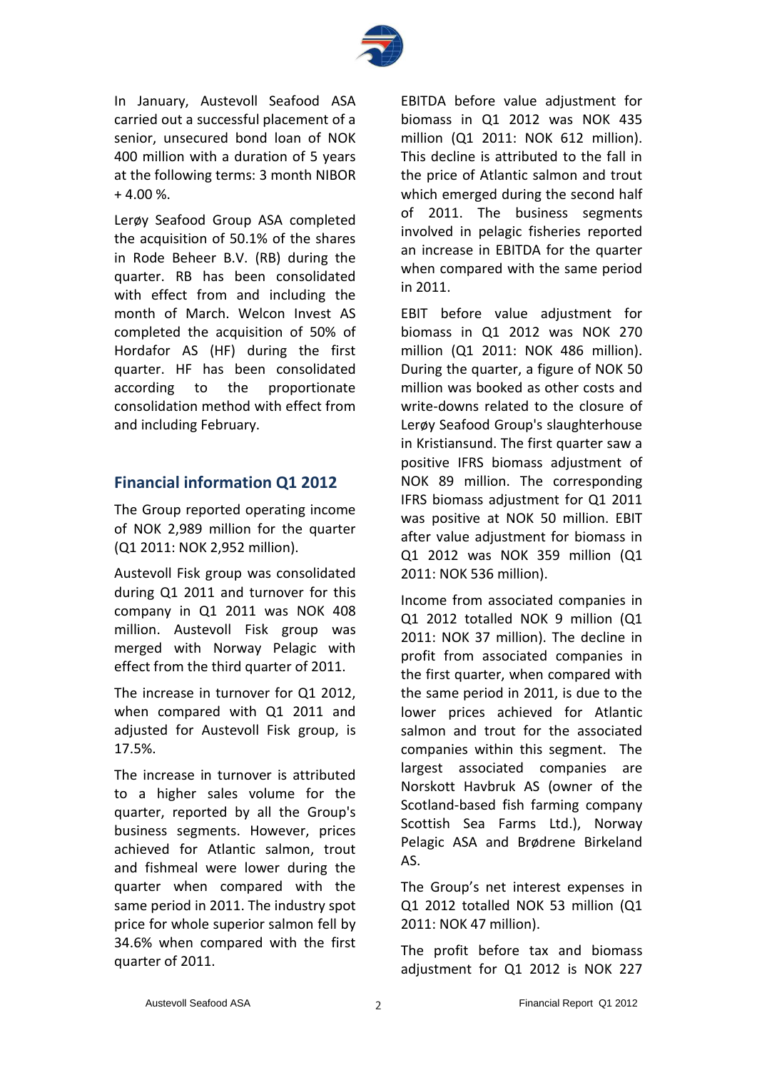In January, Austevoll Seafood ASA carried out a successful placement of a senior, unsecured bond loan of NOK 400 million with a duration of 5 years at the following terms: 3 month NIBOR + 4.00 %.

Lerøy Seafood Group ASA completed the acquisition of 50.1% of the shares in Rode Beheer B.V. (RB) during the quarter. RB has been consolidated with effect from and including the month of March. Welcon Invest AS completed the acquisition of 50% of Hordafor AS (HF) during the first quarter. HF has been consolidated according to the proportionate consolidation method with effect from and including February.

## Financial information Q1 2012

The Group reported operating income of NOK 2,989 million for the quarter (Q1 2011: NOK 2,952 million).

Austevoll Fisk group was consolidated during Q1 2011 and turnover for this company in Q1 2011 was NOK 408 million. Austevoll Fisk group was merged with Norway Pelagic with effect from the third quarter of 2011.

The increase in turnover for Q1 2012, when compared with Q1 2011 and adjusted for Austevoll Fisk group, is 17.5%.

The increase in turnover is attributed to a higher sales volume for the quarter, reported by all the Group's business segments. However, prices achieved for Atlantic salmon, trout and fishmeal were lower during the quarter when compared with the same period in 2011. The industry spot price for whole superior salmon fell by 34.6% when compared with the first quarter of 2011.

EBITDA before value adjustment for biomass in Q1 2012 was NOK 435 million (Q1 2011: NOK 612 million). This decline is attributed to the fall in the price of Atlantic salmon and trout which emerged during the second half of 2011. The business segments involved in pelagic fisheries reported an increase in EBITDA for the quarter when compared with the same period in 2011.

EBIT before value adjustment for biomass in Q1 2012 was NOK 270 million (Q1 2011: NOK 486 million). During the quarter, a figure of NOK 50 million was booked as other costs and write-downs related to the closure of Lerøy Seafood Group's slaughterhouse in Kristiansund. The first quarter saw a positive IFRS biomass adjustment of NOK 89 million. The corresponding IFRS biomass adjustment for Q1 2011 was positive at NOK 50 million. EBIT after value adjustment for biomass in Q1 2012 was NOK 359 million (Q1 2011: NOK 536 million).

Income from associated companies in Q1 2012 totalled NOK 9 million (Q1 2011: NOK 37 million). The decline in profit from associated companies in the first quarter, when compared with the same period in 2011, is due to the lower prices achieved for Atlantic salmon and trout for the associated companies within this segment. The largest associated companies are Norskott Havbruk AS (owner of the Scotland-based fish farming company Scottish Sea Farms Ltd.), Norway Pelagic ASA and Brødrene Birkeland AS.

The Group's net interest expenses in Q1 2012 totalled NOK 53 million (Q1 2011: NOK 47 million).

The profit before tax and biomass adjustment for Q1 2012 is NOK 227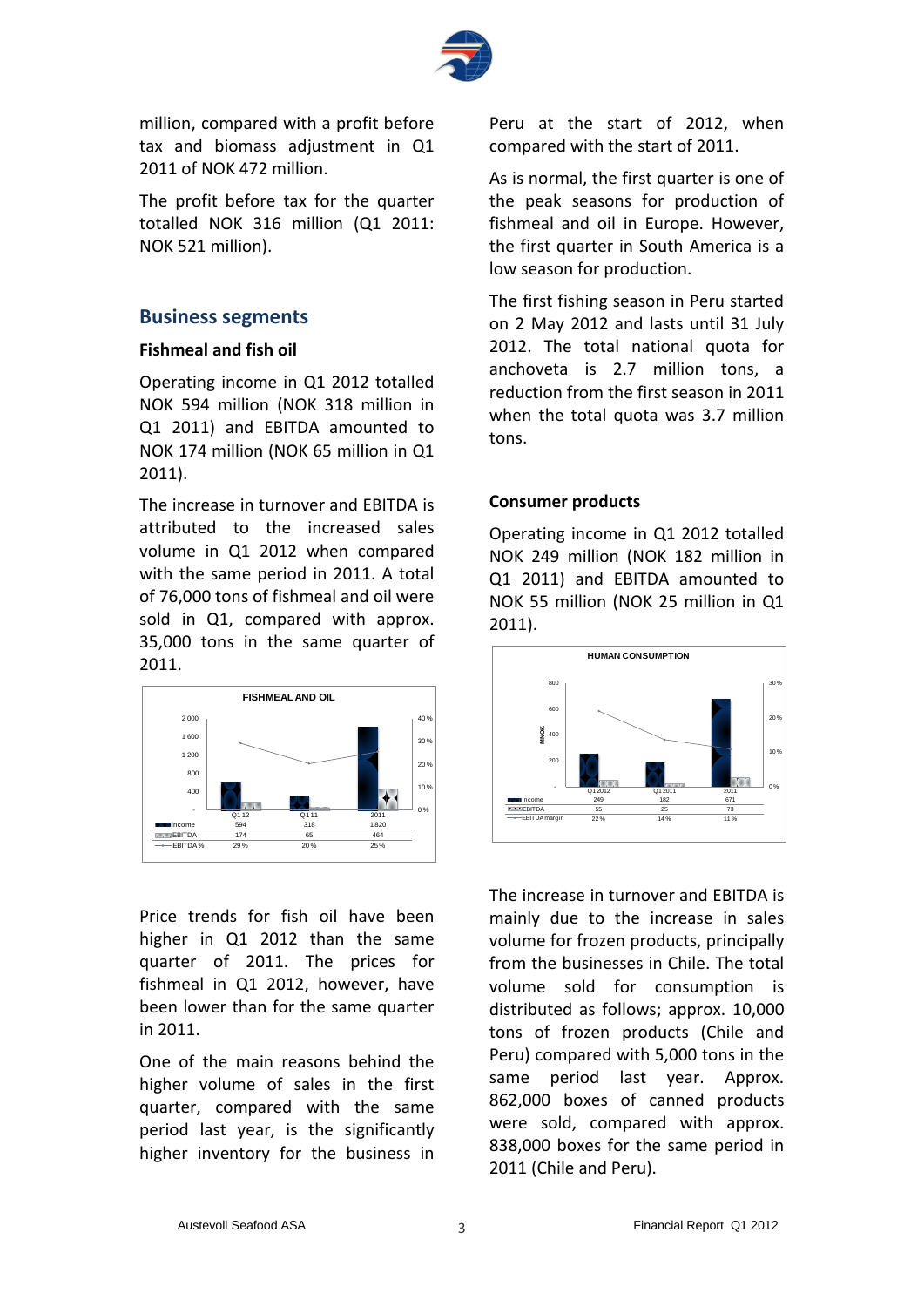million, compared with a profit before tax and biomass adjustment in Q1 2011 of NOK 472 million.

The profit before tax for the quarter totalled NOK 316 million (Q1 2011: NOK 521 million).

## Business segments

### Fishmeal and fish oil

Operating income in Q1 2012 totalled NOK 594 million (NOK 318 million in Q1 2011) and EBITDA amounted to NOK 174 million (NOK 65 million in Q1 2011).

The increase in turnover and EBITDA is attributed to the increased sales volume in Q1 2012 when compared with the same period in 2011. A total of 76,000 tons of fishmeal and oil were sold in Q1, compared with approx. 35,000 tons in the same quarter of 2011.

**FISHMEAL AND OIL**

| | Q1 12 | Q1 11 | 2011 |
|---|---|---|---|
| Income | 594 | 318 | 1 820 |
| EBITDA | 174 | 65 | 464 |
| EBITDA % | 29 % | 20 % | 25 % |

Price trends for fish oil have been higher in Q1 2012 than the same quarter of 2011. The prices for fishmeal in Q1 2012, however, have been lower than for the same quarter in 2011.

One of the main reasons behind the higher volume of sales in the first quarter, compared with the same period last year, is the significantly higher inventory for the business in Peru at the start of 2012, when compared with the start of 2011.

As is normal, the first quarter is one of the peak seasons for production of fishmeal and oil in Europe. However, the first quarter in South America is a low season for production.

The first fishing season in Peru started on 2 May 2012 and lasts until 31 July 2012. The total national quota for anchoveta is 2.7 million tons, a reduction from the first season in 2011 when the total quota was 3.7 million tons.

### Consumer products

Operating income in Q1 2012 totalled NOK 249 million (NOK 182 million in Q1 2011) and EBITDA amounted to NOK 55 million (NOK 25 million in Q1 2011).

**HUMAN CONSUMPTION**

| | Q1 2012 | Q1 2011 | 2011 |
|---|---|---|---|
| Income | 249 | 182 | 671 |
| EBITDA | 55 | 25 | 73 |
| EBITDA margin | 22 % | 14 % | 11 % |

The increase in turnover and EBITDA is mainly due to the increase in sales volume for frozen products, principally from the businesses in Chile. The total volume sold for consumption is distributed as follows; approx. 10,000 tons of frozen products (Chile and Peru) compared with 5,000 tons in the same period last year. Approx. 862,000 boxes of canned products were sold, compared with approx. 838,000 boxes for the same period in 2011 (Chile and Peru).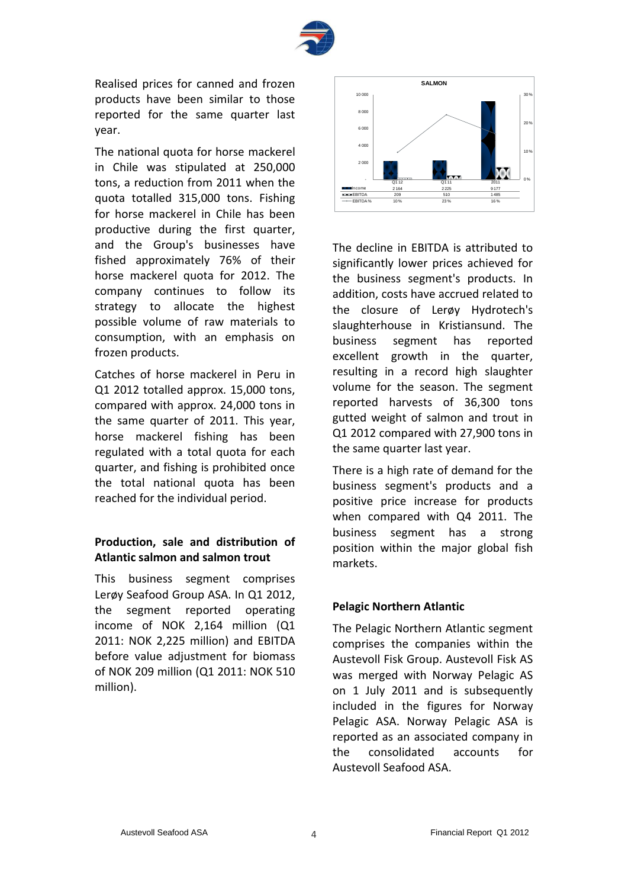Realised prices for canned and frozen products have been similar to those reported for the same quarter last year.

The national quota for horse mackerel in Chile was stipulated at 250,000 tons, a reduction from 2011 when the quota totalled 315,000 tons. Fishing for horse mackerel in Chile has been productive during the first quarter, and the Group's businesses have fished approximately 76% of their horse mackerel quota for 2012. The company continues to follow its strategy to allocate the highest possible volume of raw materials to consumption, with an emphasis on frozen products.

Catches of horse mackerel in Peru in Q1 2012 totalled approx. 15,000 tons, compared with approx. 24,000 tons in the same quarter of 2011. This year, horse mackerel fishing has been regulated with a total quota for each quarter, and fishing is prohibited once the total national quota has been reached for the individual period.

**Production, sale and distribution of Atlantic salmon and salmon trout**

This business segment comprises Lerøy Seafood Group ASA. In Q1 2012, the segment reported operating income of NOK 2,164 million (Q1 2011: NOK 2,225 million) and EBITDA before value adjustment for biomass of NOK 209 million (Q1 2011: NOK 510 million).

**SALMON**

| | Q1 12 | Q1 11 | 2011 |
|---|---|---|---|
| Income | 2 164 | 2 225 | 9 177 |
| EBITDA | 209 | 510 | 1 485 |
| EBITDA % | 10 % | 23 % | 16 % |

The decline in EBITDA is attributed to significantly lower prices achieved for the business segment's products. In addition, costs have accrued related to the closure of Lerøy Hydrotech's slaughterhouse in Kristiansund. The business segment has reported excellent growth in the quarter, resulting in a record high slaughter volume for the season. The segment reported harvests of 36,300 tons gutted weight of salmon and trout in Q1 2012 compared with 27,900 tons in the same quarter last year.

There is a high rate of demand for the business segment's products and a positive price increase for products when compared with Q4 2011. The business segment has a strong position within the major global fish markets.

**Pelagic Northern Atlantic**

The Pelagic Northern Atlantic segment comprises the companies within the Austevoll Fisk Group. Austevoll Fisk AS was merged with Norway Pelagic AS on 1 July 2011 and is subsequently included in the figures for Norway Pelagic ASA. Norway Pelagic ASA is reported as an associated company in the consolidated accounts for Austevoll Seafood ASA.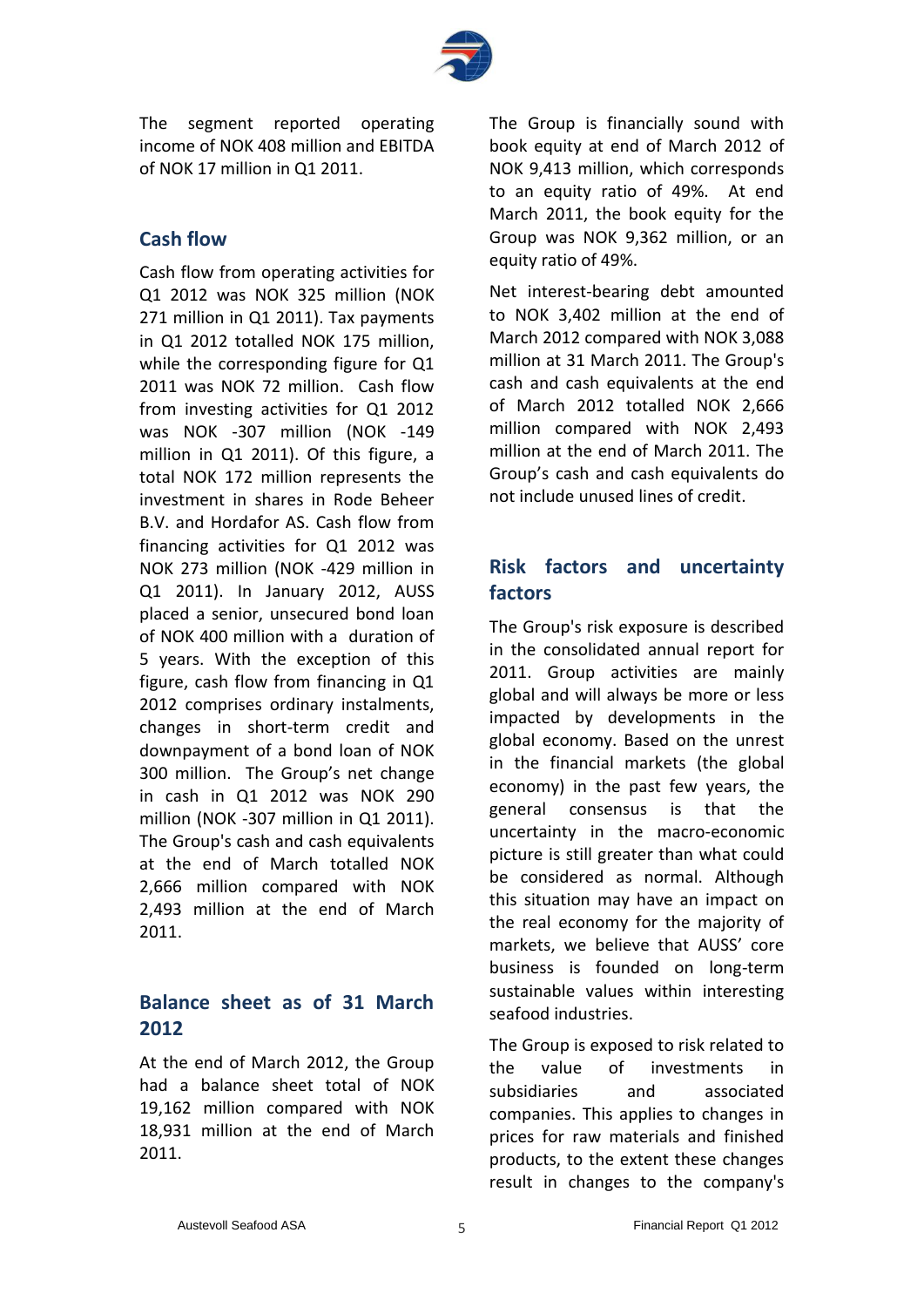The segment reported operating income of NOK 408 million and EBITDA of NOK 17 million in Q1 2011.

## Cash flow

Cash flow from operating activities for Q1 2012 was NOK 325 million (NOK 271 million in Q1 2011). Tax payments in Q1 2012 totalled NOK 175 million, while the corresponding figure for Q1 2011 was NOK 72 million. Cash flow from investing activities for Q1 2012 was NOK -307 million (NOK -149 million in Q1 2011). Of this figure, a total NOK 172 million represents the investment in shares in Rode Beheer B.V. and Hordafor AS. Cash flow from financing activities for Q1 2012 was NOK 273 million (NOK -429 million in Q1 2011). In January 2012, AUSS placed a senior, unsecured bond loan of NOK 400 million with a duration of 5 years. With the exception of this figure, cash flow from financing in Q1 2012 comprises ordinary instalments, changes in short-term credit and downpayment of a bond loan of NOK 300 million. The Group's net change in cash in Q1 2012 was NOK 290 million (NOK -307 million in Q1 2011). The Group's cash and cash equivalents at the end of March totalled NOK 2,666 million compared with NOK 2,493 million at the end of March 2011.

## Balance sheet as of 31 March 2012

At the end of March 2012, the Group had a balance sheet total of NOK 19,162 million compared with NOK 18,931 million at the end of March 2011.

The Group is financially sound with book equity at end of March 2012 of NOK 9,413 million, which corresponds to an equity ratio of 49%. At end March 2011, the book equity for the Group was NOK 9,362 million, or an equity ratio of 49%.

Net interest-bearing debt amounted to NOK 3,402 million at the end of March 2012 compared with NOK 3,088 million at 31 March 2011. The Group's cash and cash equivalents at the end of March 2012 totalled NOK 2,666 million compared with NOK 2,493 million at the end of March 2011. The Group's cash and cash equivalents do not include unused lines of credit.

## Risk factors and uncertainty factors

The Group's risk exposure is described in the consolidated annual report for 2011. Group activities are mainly global and will always be more or less impacted by developments in the global economy. Based on the unrest in the financial markets (the global economy) in the past few years, the general consensus is that the uncertainty in the macro-economic picture is still greater than what could be considered as normal. Although this situation may have an impact on the real economy for the majority of markets, we believe that AUSS' core business is founded on long-term sustainable values within interesting seafood industries.

The Group is exposed to risk related to the value of investments in subsidiaries and associated companies. This applies to changes in prices for raw materials and finished products, to the extent these changes result in changes to the company's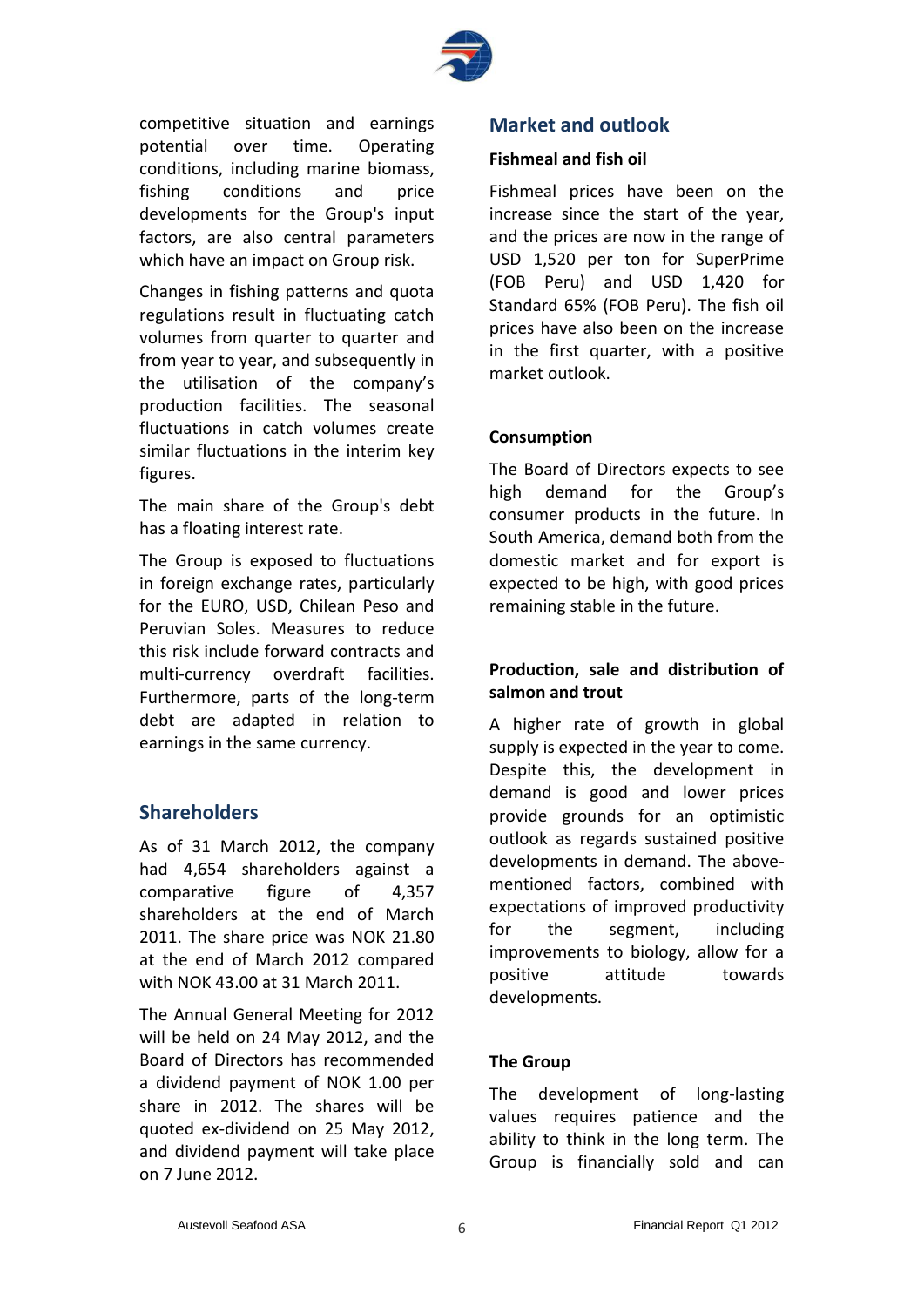competitive situation and earnings potential over time. Operating conditions, including marine biomass, fishing conditions and price developments for the Group's input factors, are also central parameters which have an impact on Group risk.

Changes in fishing patterns and quota regulations result in fluctuating catch volumes from quarter to quarter and from year to year, and subsequently in the utilisation of the company's production facilities. The seasonal fluctuations in catch volumes create similar fluctuations in the interim key figures.

The main share of the Group's debt has a floating interest rate.

The Group is exposed to fluctuations in foreign exchange rates, particularly for the EURO, USD, Chilean Peso and Peruvian Soles. Measures to reduce this risk include forward contracts and multi-currency overdraft facilities. Furthermore, parts of the long-term debt are adapted in relation to earnings in the same currency.

## Shareholders

As of 31 March 2012, the company had 4,654 shareholders against a comparative figure of 4,357 shareholders at the end of March 2011. The share price was NOK 21.80 at the end of March 2012 compared with NOK 43.00 at 31 March 2011.

The Annual General Meeting for 2012 will be held on 24 May 2012, and the Board of Directors has recommended a dividend payment of NOK 1.00 per share in 2012. The shares will be quoted ex-dividend on 25 May 2012, and dividend payment will take place on 7 June 2012.

## Market and outlook

### Fishmeal and fish oil

Fishmeal prices have been on the increase since the start of the year, and the prices are now in the range of USD 1,520 per ton for SuperPrime (FOB Peru) and USD 1,420 for Standard 65% (FOB Peru). The fish oil prices have also been on the increase in the first quarter, with a positive market outlook.

### Consumption

The Board of Directors expects to see high demand for the Group's consumer products in the future. In South America, demand both from the domestic market and for export is expected to be high, with good prices remaining stable in the future.

### Production, sale and distribution of salmon and trout

A higher rate of growth in global supply is expected in the year to come. Despite this, the development in demand is good and lower prices provide grounds for an optimistic outlook as regards sustained positive developments in demand. The above-mentioned factors, combined with expectations of improved productivity for the segment, including improvements to biology, allow for a positive attitude towards developments.

### The Group

The development of long-lasting values requires patience and the ability to think in the long term. The Group is financially sold and can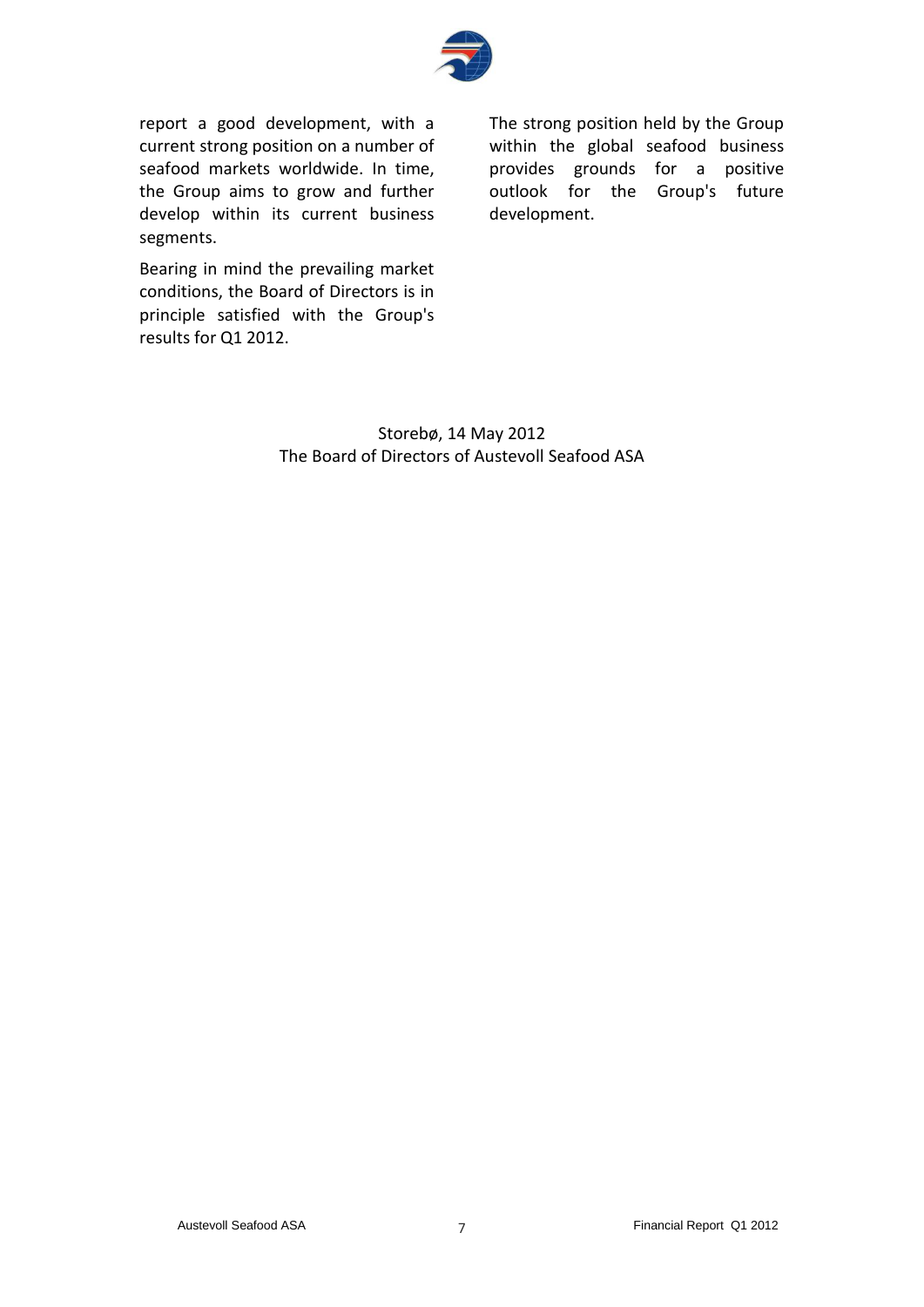report a good development, with a current strong position on a number of seafood markets worldwide. In time, the Group aims to grow and further develop within its current business segments.

Bearing in mind the prevailing market conditions, the Board of Directors is in principle satisfied with the Group's results for Q1 2012.

The strong position held by the Group within the global seafood business provides grounds for a positive outlook for the Group's future development.

Storebø, 14 May 2012
The Board of Directors of Austevoll Seafood ASA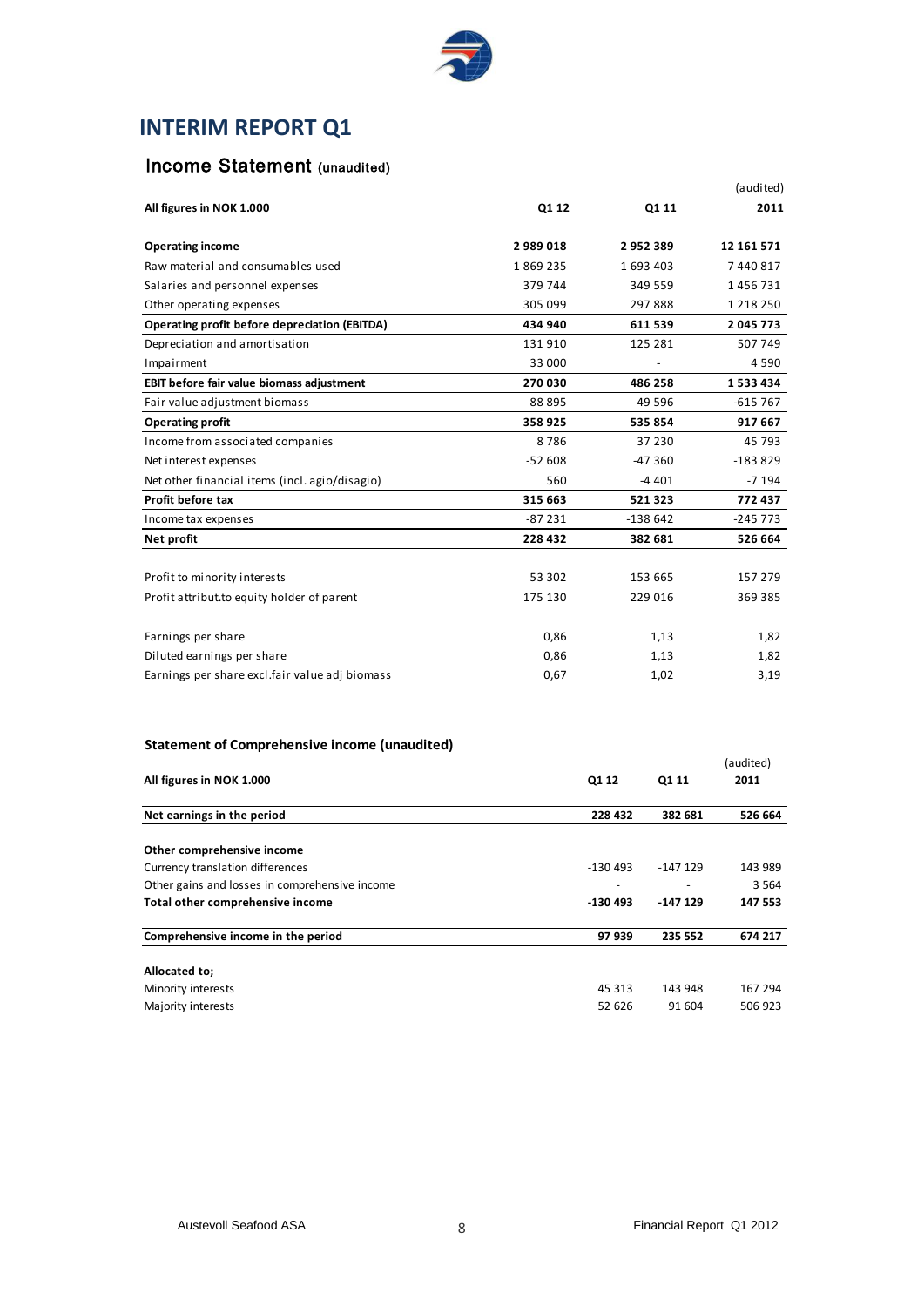# INTERIM REPORT Q1

## Income Statement (unaudited)

| All figures in NOK 1.000 | Q1 12 | Q1 11 | (audited) 2011 |
|---|---|---|---|
| **Operating income** | **2 989 018** | **2 952 389** | **12 161 571** |
| Raw material and consumables used | 1 869 235 | 1 693 403 | 7 440 817 |
| Salaries and personnel expenses | 379 744 | 349 559 | 1 456 731 |
| Other operating expenses | 305 099 | 297 888 | 1 218 250 |
| **Operating profit before depreciation (EBITDA)** | **434 940** | **611 539** | **2 045 773** |
| Depreciation and amortisation | 131 910 | 125 281 | 507 749 |
| Impairment | 33 000 | - | 4 590 |
| **EBIT before fair value biomass adjustment** | **270 030** | **486 258** | **1 533 434** |
| Fair value adjustment biomass | 88 895 | 49 596 | -615 767 |
| **Operating profit** | **358 925** | **535 854** | **917 667** |
| Income from associated companies | 8 786 | 37 230 | 45 793 |
| Net interest expenses | -52 608 | -47 360 | -183 829 |
| Net other financial items (incl. agio/disagio) | 560 | -4 401 | -7 194 |
| **Profit before tax** | **315 663** | **521 323** | **772 437** |
| Income tax expenses | -87 231 | -138 642 | -245 773 |
| **Net profit** | **228 432** | **382 681** | **526 664** |
| | | | |
| Profit to minority interests | 53 302 | 153 665 | 157 279 |
| Profit attribut.to equity holder of parent | 175 130 | 229 016 | 369 385 |
| | | | |
| Earnings per share | 0,86 | 1,13 | 1,82 |
| Diluted earnings per share | 0,86 | 1,13 | 1,82 |
| Earnings per share excl.fair value adj biomass | 0,67 | 1,02 | 3,19 |

### Statement of Comprehensive income (unaudited)

| All figures in NOK 1.000 | Q1 12 | Q1 11 | (audited) 2011 |
|---|---|---|---|
| **Net earnings in the period** | **228 432** | **382 681** | **526 664** |
| | | | |
| **Other comprehensive income** | | | |
| Currency translation differences | -130 493 | -147 129 | 143 989 |
| Other gains and losses in comprehensive income | - | - | 3 564 |
| **Total other comprehensive income** | **-130 493** | **-147 129** | **147 553** |
| | | | |
| **Comprehensive income in the period** | **97 939** | **235 552** | **674 217** |
| | | | |
| **Allocated to;** | | | |
| Minority interests | 45 313 | 143 948 | 167 294 |
| Majority interests | 52 626 | 91 604 | 506 923 |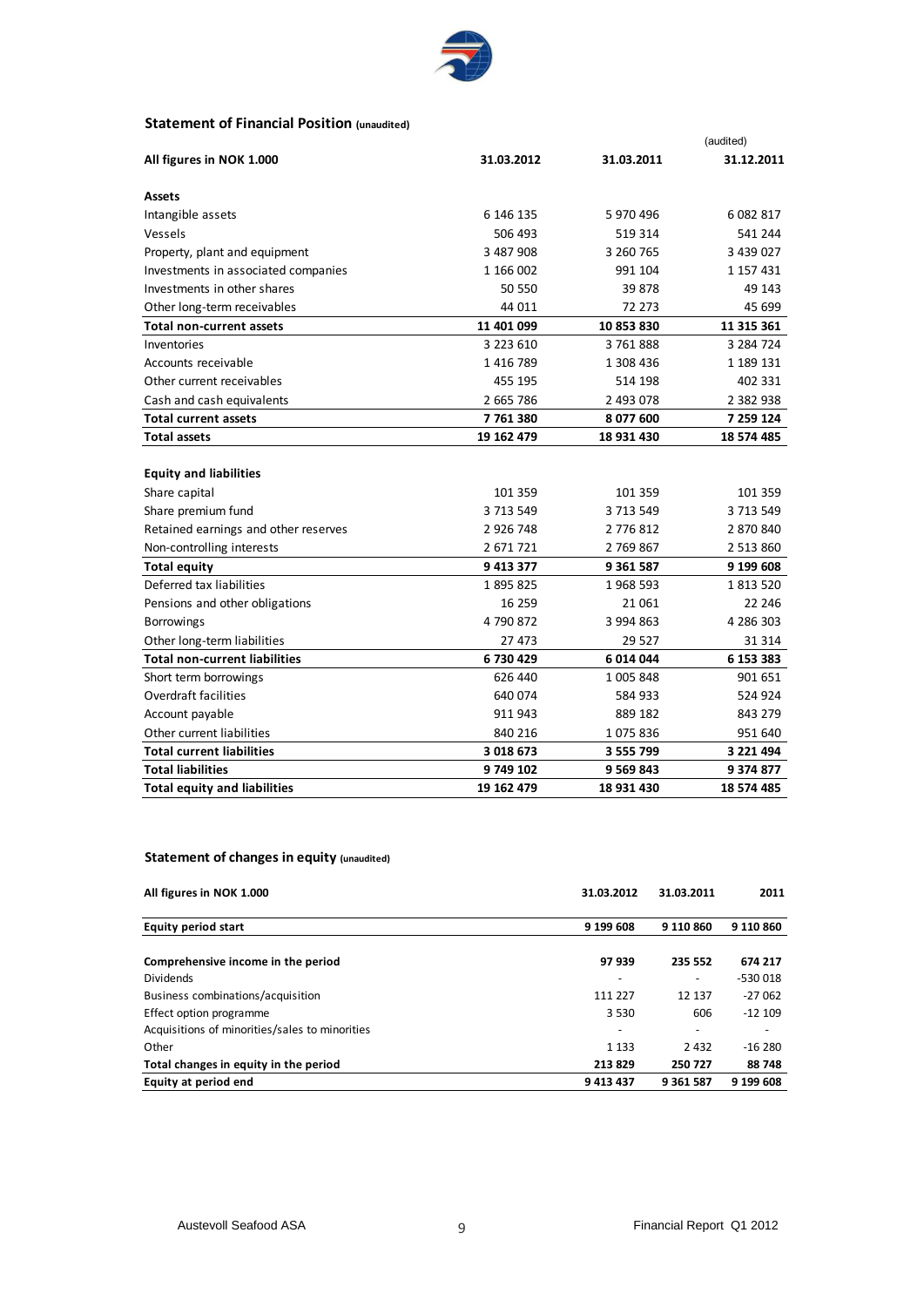## Statement of Financial Position (unaudited)

| All figures in NOK 1.000 | 31.03.2012 | 31.03.2011 | (audited) 31.12.2011 |
|---|---|---|---|
| **Assets** | | | |
| Intangible assets | 6 146 135 | 5 970 496 | 6 082 817 |
| Vessels | 506 493 | 519 314 | 541 244 |
| Property, plant and equipment | 3 487 908 | 3 260 765 | 3 439 027 |
| Investments in associated companies | 1 166 002 | 991 104 | 1 157 431 |
| Investments in other shares | 50 550 | 39 878 | 49 143 |
| Other long-term receivables | 44 011 | 72 273 | 45 699 |
| **Total non-current assets** | **11 401 099** | **10 853 830** | **11 315 361** |
| Inventories | 3 223 610 | 3 761 888 | 3 284 724 |
| Accounts receivable | 1 416 789 | 1 308 436 | 1 189 131 |
| Other current receivables | 455 195 | 514 198 | 402 331 |
| Cash and cash equivalents | 2 665 786 | 2 493 078 | 2 382 938 |
| **Total current assets** | **7 761 380** | **8 077 600** | **7 259 124** |
| **Total assets** | **19 162 479** | **18 931 430** | **18 574 485** |
| | | | |
| **Equity and liabilities** | | | |
| Share capital | 101 359 | 101 359 | 101 359 |
| Share premium fund | 3 713 549 | 3 713 549 | 3 713 549 |
| Retained earnings and other reserves | 2 926 748 | 2 776 812 | 2 870 840 |
| Non-controlling interests | 2 671 721 | 2 769 867 | 2 513 860 |
| **Total equity** | **9 413 377** | **9 361 587** | **9 199 608** |
| Deferred tax liabilities | 1 895 825 | 1 968 593 | 1 813 520 |
| Pensions and other obligations | 16 259 | 21 061 | 22 246 |
| Borrowings | 4 790 872 | 3 994 863 | 4 286 303 |
| Other long-term liabilities | 27 473 | 29 527 | 31 314 |
| **Total non-current liabilities** | **6 730 429** | **6 014 044** | **6 153 383** |
| Short term borrowings | 626 440 | 1 005 848 | 901 651 |
| Overdraft facilities | 640 074 | 584 933 | 524 924 |
| Account payable | 911 943 | 889 182 | 843 279 |
| Other current liabilities | 840 216 | 1 075 836 | 951 640 |
| **Total current liabilities** | **3 018 673** | **3 555 799** | **3 221 494** |
| **Total liabilities** | **9 749 102** | **9 569 843** | **9 374 877** |
| **Total equity and liabilities** | **19 162 479** | **18 931 430** | **18 574 485** |

## Statement of changes in equity (unaudited)

| All figures in NOK 1.000 | 31.03.2012 | 31.03.2011 | 2011 |
|---|---|---|---|
| **Equity period start** | **9 199 608** | **9 110 860** | **9 110 860** |
| | | | |
| **Comprehensive income in the period** | **97 939** | **235 552** | **674 217** |
| Dividends | - | - | -530 018 |
| Business combinations/acquisition | 111 227 | 12 137 | -27 062 |
| Effect option programme | 3 530 | 606 | -12 109 |
| Acquisitions of minorities/sales to minorities | - | - | - |
| Other | 1 133 | 2 432 | -16 280 |
| **Total changes in equity in the period** | **213 829** | **250 727** | **88 748** |
| **Equity at period end** | **9 413 437** | **9 361 587** | **9 199 608** |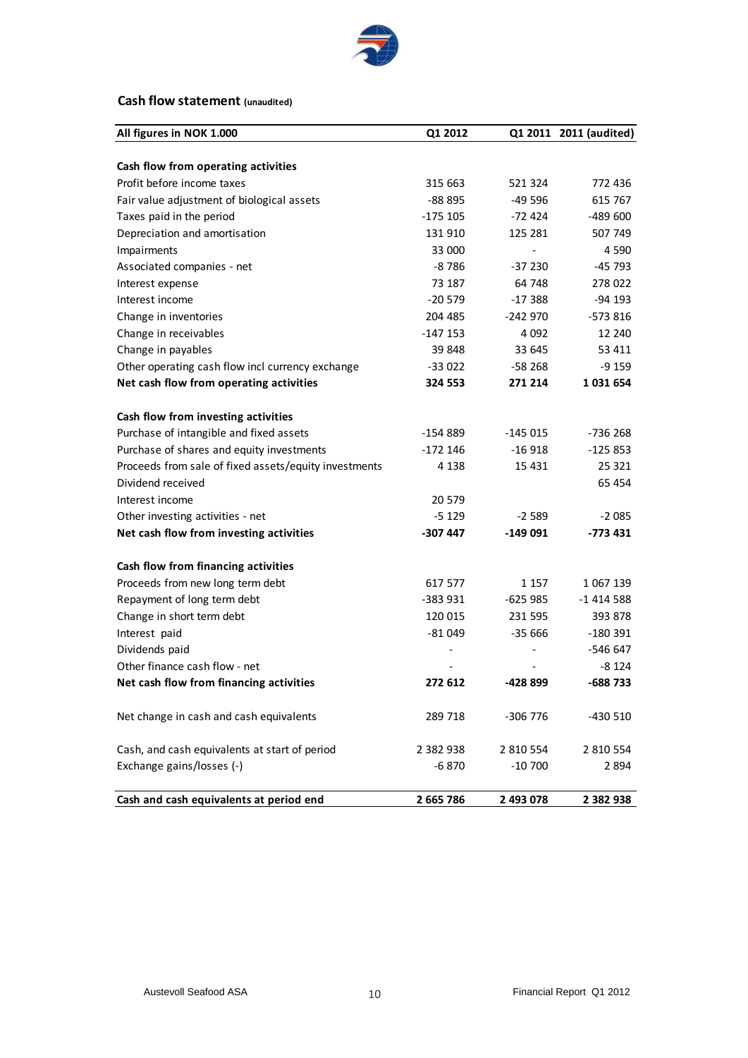## Cash flow statement (unaudited)

| All figures in NOK 1.000 | Q1 2012 | Q1 2011 | 2011 (audited) |
|---|---|---|---|
| **Cash flow from operating activities** | | | |
| Profit before income taxes | 315 663 | 521 324 | 772 436 |
| Fair value adjustment of biological assets | -88 895 | -49 596 | 615 767 |
| Taxes paid in the period | -175 105 | -72 424 | -489 600 |
| Depreciation and amortisation | 131 910 | 125 281 | 507 749 |
| Impairments | 33 000 | - | 4 590 |
| Associated companies - net | -8 786 | -37 230 | -45 793 |
| Interest expense | 73 187 | 64 748 | 278 022 |
| Interest income | -20 579 | -17 388 | -94 193 |
| Change in inventories | 204 485 | -242 970 | -573 816 |
| Change in receivables | -147 153 | 4 092 | 12 240 |
| Change in payables | 39 848 | 33 645 | 53 411 |
| Other operating cash flow incl currency exchange | -33 022 | -58 268 | -9 159 |
| **Net cash flow from operating activities** | **324 553** | **271 214** | **1 031 654** |
| **Cash flow from investing activities** | | | |
| Purchase of intangible and fixed assets | -154 889 | -145 015 | -736 268 |
| Purchase of shares and equity investments | -172 146 | -16 918 | -125 853 |
| Proceeds from sale of fixed assets/equity investments | 4 138 | 15 431 | 25 321 |
| Dividend received | | | 65 454 |
| Interest income | 20 579 | | |
| Other investing activities - net | -5 129 | -2 589 | -2 085 |
| **Net cash flow from investing activities** | **-307 447** | **-149 091** | **-773 431** |
| **Cash flow from financing activities** | | | |
| Proceeds from new long term debt | 617 577 | 1 157 | 1 067 139 |
| Repayment of long term debt | -383 931 | -625 985 | -1 414 588 |
| Change in short term debt | 120 015 | 231 595 | 393 878 |
| Interest paid | -81 049 | -35 666 | -180 391 |
| Dividends paid | - | - | -546 647 |
| Other finance cash flow - net | - | - | -8 124 |
| **Net cash flow from financing activities** | **272 612** | **-428 899** | **-688 733** |
| Net change in cash and cash equivalents | 289 718 | -306 776 | -430 510 |
| Cash, and cash equivalents at start of period | 2 382 938 | 2 810 554 | 2 810 554 |
| Exchange gains/losses (-) | -6 870 | -10 700 | 2 894 |
| **Cash and cash equivalents at period end** | **2 665 786** | **2 493 078** | **2 382 938** |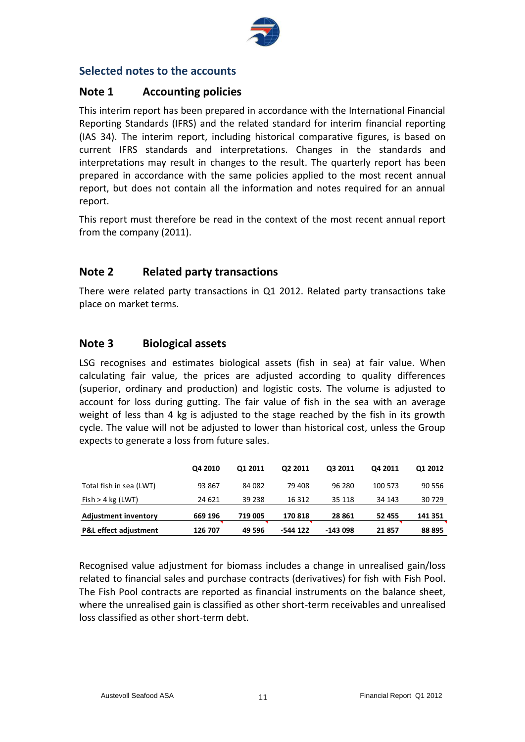## Selected notes to the accounts

### Note 1 Accounting policies

This interim report has been prepared in accordance with the International Financial Reporting Standards (IFRS) and the related standard for interim financial reporting (IAS 34). The interim report, including historical comparative figures, is based on current IFRS standards and interpretations. Changes in the standards and interpretations may result in changes to the result. The quarterly report has been prepared in accordance with the same policies applied to the most recent annual report, but does not contain all the information and notes required for an annual report.

This report must therefore be read in the context of the most recent annual report from the company (2011).

### Note 2 Related party transactions

There were related party transactions in Q1 2012. Related party transactions take place on market terms.

### Note 3 Biological assets

LSG recognises and estimates biological assets (fish in sea) at fair value. When calculating fair value, the prices are adjusted according to quality differences (superior, ordinary and production) and logistic costs. The volume is adjusted to account for loss during gutting. The fair value of fish in the sea with an average weight of less than 4 kg is adjusted to the stage reached by the fish in its growth cycle. The value will not be adjusted to lower than historical cost, unless the Group expects to generate a loss from future sales.

| | Q4 2010 | Q1 2011 | Q2 2011 | Q3 2011 | Q4 2011 | Q1 2012 |
|---|---|---|---|---|---|---|
| Total fish in sea (LWT) | 93 867 | 84 082 | 79 408 | 96 280 | 100 573 | 90 556 |
| Fish > 4 kg (LWT) | 24 621 | 39 238 | 16 312 | 35 118 | 34 143 | 30 729 |
| **Adjustment inventory** | **669 196** | **719 005** | **170 818** | **28 861** | **52 455** | **141 351** |
| **P&L effect adjustment** | **126 707** | **49 596** | **-544 122** | **-143 098** | **21 857** | **88 895** |

Recognised value adjustment for biomass includes a change in unrealised gain/loss related to financial sales and purchase contracts (derivatives) for fish with Fish Pool. The Fish Pool contracts are reported as financial instruments on the balance sheet, where the unrealised gain is classified as other short-term receivables and unrealised loss classified as other short-term debt.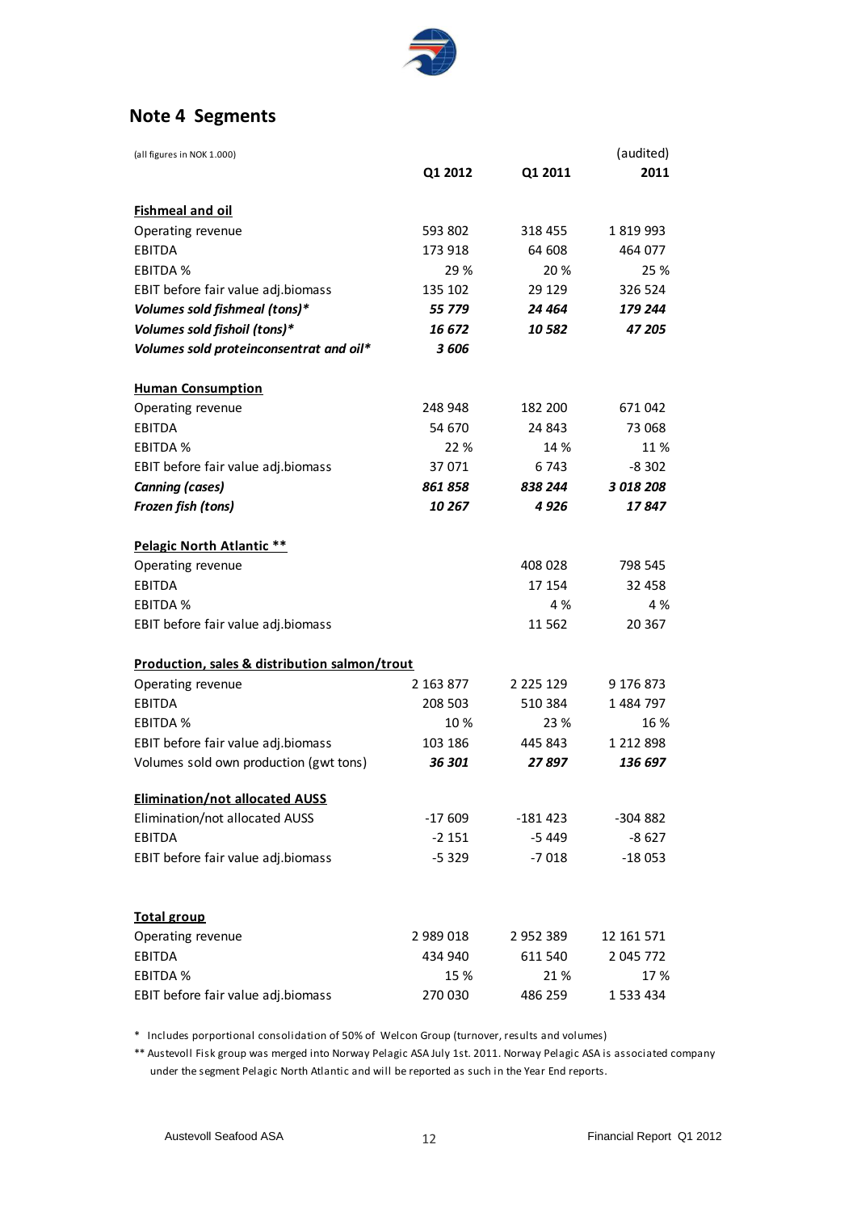## Note 4 Segments

| (all figures in NOK 1.000) | Q1 2012 | Q1 2011 | (audited) 2011 |
|---|---|---|---|
| **Fishmeal and oil** | | | |
| Operating revenue | 593 802 | 318 455 | 1 819 993 |
| EBITDA | 173 918 | 64 608 | 464 077 |
| EBITDA % | 29 % | 20 % | 25 % |
| EBIT before fair value adj.biomass | 135 102 | 29 129 | 326 524 |
| ***Volumes sold fishmeal (tons)**** | ***55 779*** | ***24 464*** | ***179 244*** |
| ***Volumes sold fishoil (tons)**** | ***16 672*** | ***10 582*** | ***47 205*** |
| ***Volumes sold proteinconsentrat and oil**** | ***3 606*** | | |
| **Human Consumption** | | | |
| Operating revenue | 248 948 | 182 200 | 671 042 |
| EBITDA | 54 670 | 24 843 | 73 068 |
| EBITDA % | 22 % | 14 % | 11 % |
| EBIT before fair value adj.biomass | 37 071 | 6 743 | -8 302 |
| ***Canning (cases)*** | ***861 858*** | ***838 244*** | ***3 018 208*** |
| ***Frozen fish (tons)*** | ***10 267*** | ***4 926*** | ***17 847*** |
| **Pelagic North Atlantic ** ** | | | |
| Operating revenue | | 408 028 | 798 545 |
| EBITDA | | 17 154 | 32 458 |
| EBITDA % | | 4 % | 4 % |
| EBIT before fair value adj.biomass | | 11 562 | 20 367 |
| **Production, sales & distribution salmon/trout** | | | |
| Operating revenue | 2 163 877 | 2 225 129 | 9 176 873 |
| EBITDA | 208 503 | 510 384 | 1 484 797 |
| EBITDA % | 10 % | 23 % | 16 % |
| EBIT before fair value adj.biomass | 103 186 | 445 843 | 1 212 898 |
| Volumes sold own production (gwt tons) | ***36 301*** | ***27 897*** | ***136 697*** |
| **Elimination/not allocated AUSS** | | | |
| Elimination/not allocated AUSS | -17 609 | -181 423 | -304 882 |
| EBITDA | -2 151 | -5 449 | -8 627 |
| EBIT before fair value adj.biomass | -5 329 | -7 018 | -18 053 |
| **Total group** | | | |
| Operating revenue | 2 989 018 | 2 952 389 | 12 161 571 |
| EBITDA | 434 940 | 611 540 | 2 045 772 |
| EBITDA % | 15 % | 21 % | 17 % |
| EBIT before fair value adj.biomass | 270 030 | 486 259 | 1 533 434 |

\* Includes porportional consolidation of 50% of Welcon Group (turnover, results and volumes)

** Austevoll Fisk group was merged into Norway Pelagic ASA July 1st. 2011. Norway Pelagic ASA is associated company under the segment Pelagic North Atlantic and will be reported as such in the Year End reports.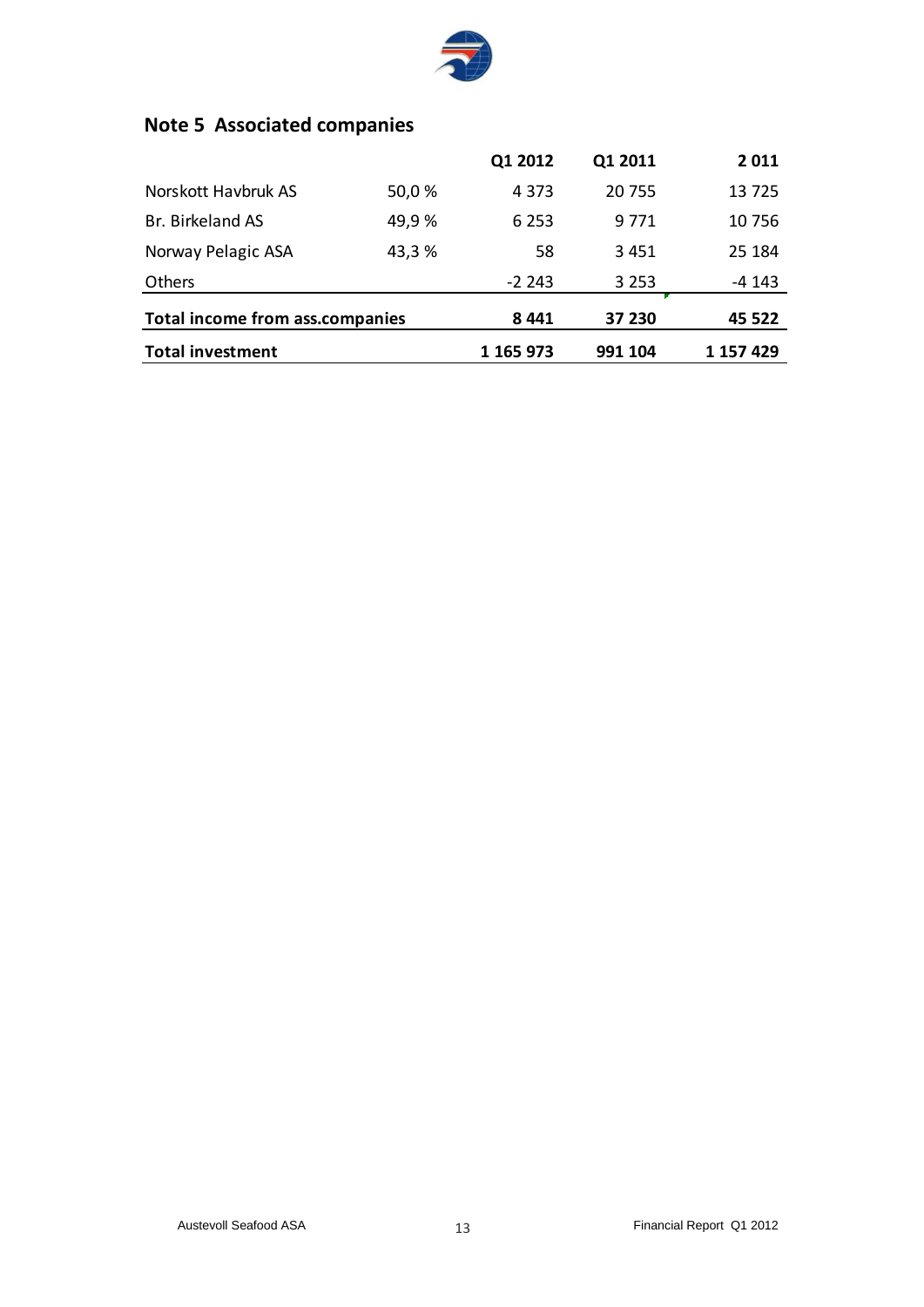## Note 5 Associated companies

| | | Q1 2012 | Q1 2011 | 2 011 |
|---|---|---|---|---|
| Norskott Havbruk AS | 50,0 % | 4 373 | 20 755 | 13 725 |
| Br. Birkeland AS | 49,9 % | 6 253 | 9 771 | 10 756 |
| Norway Pelagic ASA | 43,3 % | 58 | 3 451 | 25 184 |
| Others | | -2 243 | 3 253 | -4 143 |
| **Total income from ass.companies** | | **8 441** | **37 230** | **45 522** |
| **Total investment** | | **1 165 973** | **991 104** | **1 157 429** |